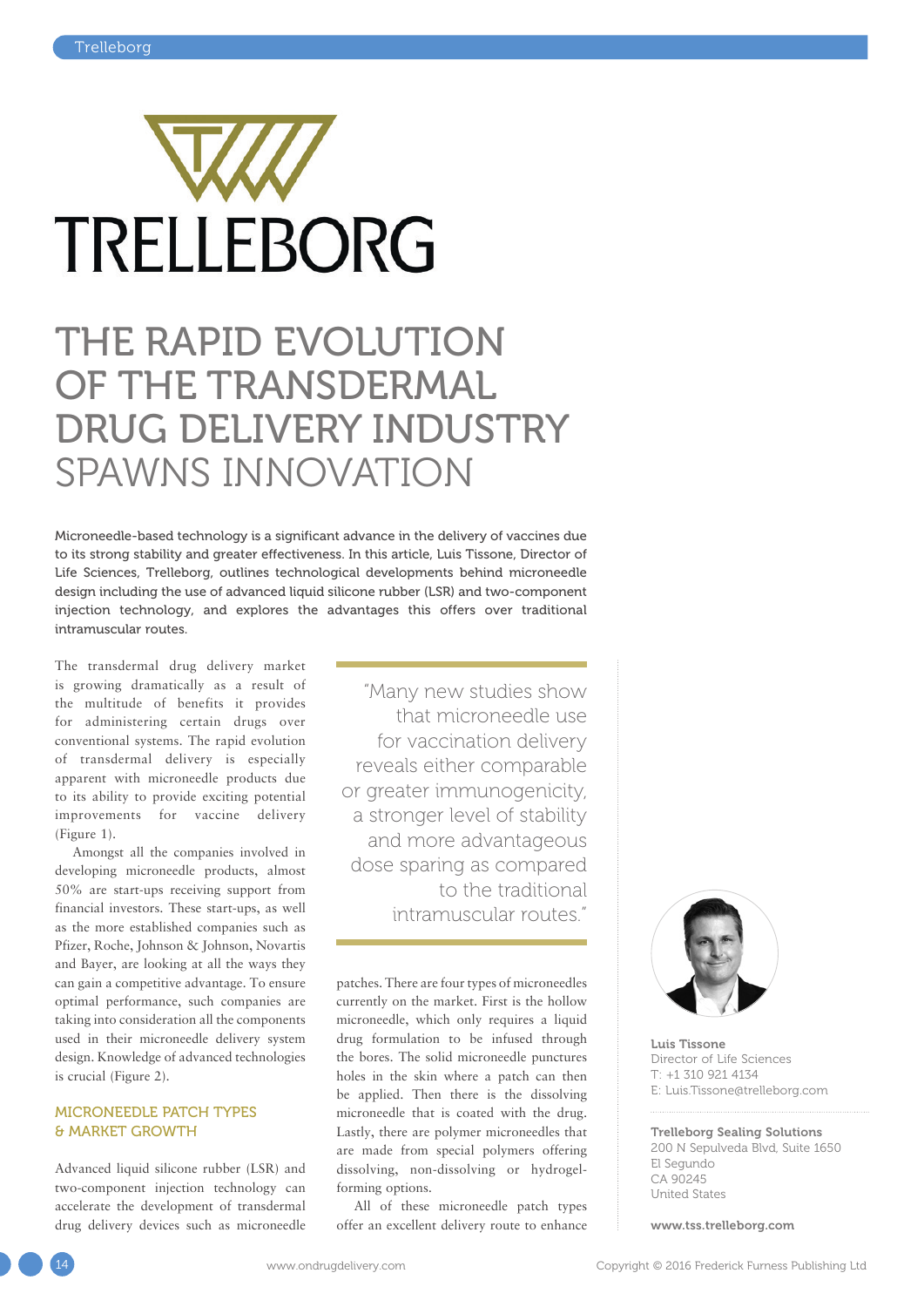# THE RAPID EVOLUTION OF THE TRANSDERMAL DRUG DELIVERY INDUSTRY SPAWNS INNOVATION

Microneedle-based technology is a significant advance in the delivery of vaccines due to its strong stability and greater effectiveness. In this article, Luis Tissone, Director of Life Sciences, Trelleborg, outlines technological developments behind microneedle design including the use of advanced liquid silicone rubber (LSR) and two-component injection technology, and explores the advantages this offers over traditional intramuscular routes.

The transdermal drug delivery market is growing dramatically as a result of the multitude of benefits it provides for administering certain drugs over conventional systems. The rapid evolution of transdermal delivery is especially apparent with microneedle products due to its ability to provide exciting potential improvements for vaccine delivery (Figure 1).

Amongst all the companies involved in developing microneedle products, almost 50% are start-ups receiving support from financial investors. These start-ups, as well as the more established companies such as Pfizer, Roche, Johnson & Johnson, Novartis and Bayer, are looking at all the ways they can gain a competitive advantage. To ensure optimal performance, such companies are taking into consideration all the components used in their microneedle delivery system design. Knowledge of advanced technologies is crucial (Figure 2).

## MICRONEEDLE PATCH TYPES & MARKET GROWTH

Advanced liquid silicone rubber (LSR) and two-component injection technology can accelerate the development of transdermal drug delivery devices such as microneedle patches. There are four types of microneedles currently on the market. First is the hollow microneedle, which only requires a liquid drug formulation to be infused through the bores. The solid microneedle punctures holes in the skin where a patch can then be applied. Then there is the dissolving microneedle that is coated with the drug. Lastly, there are polymer microneedles that are made from special polymers offering dissolving, non-dissolving or hydrogel-forming options.

All of these microneedle patch types offer an excellent delivery route to enhance

> "Many new studies show that microneedle use for vaccination delivery reveals either comparable or greater immunogenicity, a stronger level of stability and more advantageous dose sparing as compared to the traditional intramuscular routes."

**Luis Tissone**
Director of Life Sciences
T: +1 310 921 4134
E: Luis.Tissone@trelleborg.com

**Trelleborg Sealing Solutions**
200 N Sepulveda Blvd, Suite 1650
El Segundo
CA 90245
United States

**www.tss.trelleborg.com**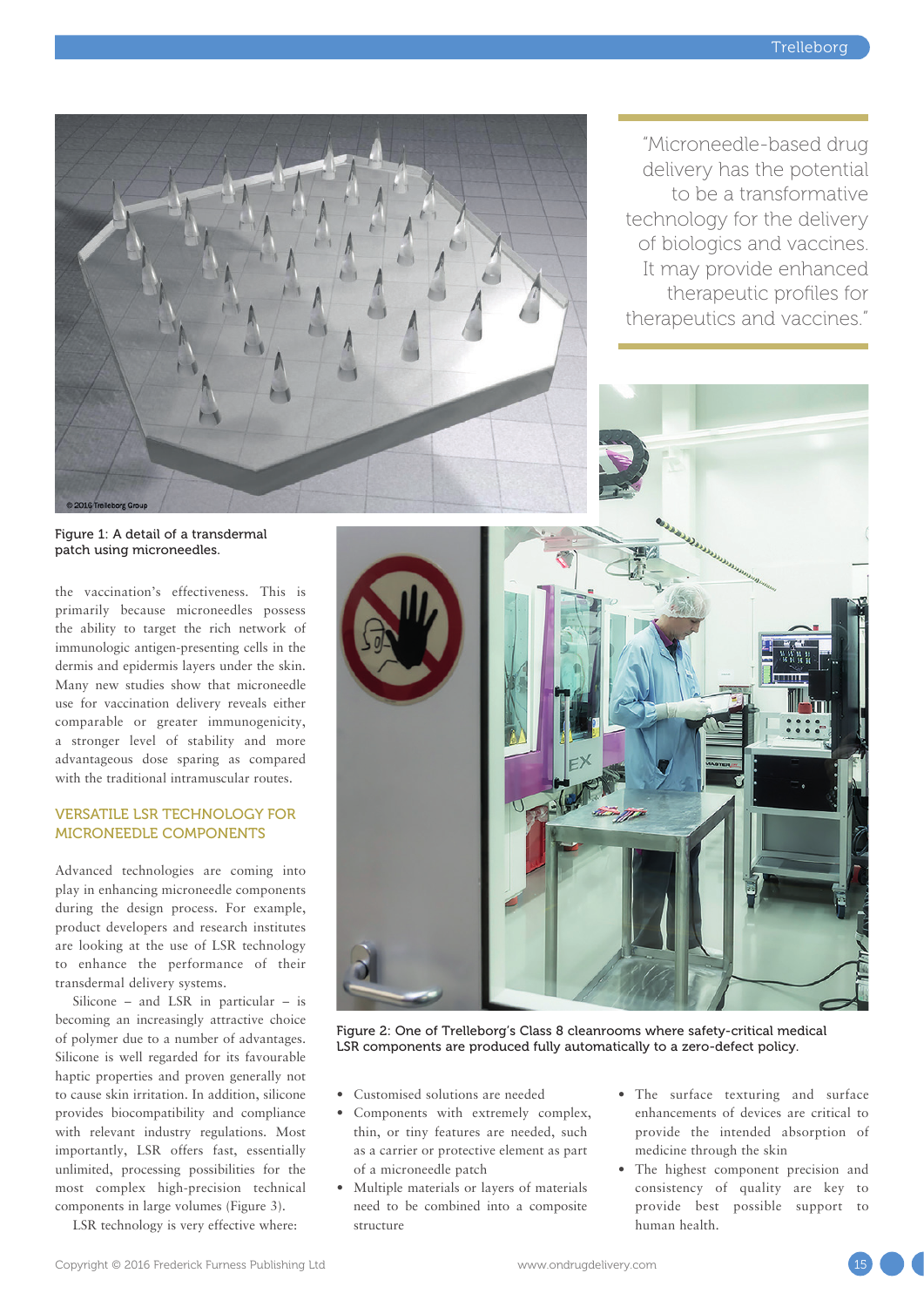Figure 1: A detail of a transdermal patch using microneedles.

> "Microneedle-based drug delivery has the potential to be a transformative technology for the delivery of biologics and vaccines. It may provide enhanced therapeutic profiles for therapeutics and vaccines."

the vaccination's effectiveness. This is primarily because microneedles possess the ability to target the rich network of immunologic antigen-presenting cells in the dermis and epidermis layers under the skin. Many new studies show that microneedle use for vaccination delivery reveals either comparable or greater immunogenicity, a stronger level of stability and more advantageous dose sparing as compared with the traditional intramuscular routes.

## VERSATILE LSR TECHNOLOGY FOR MICRONEEDLE COMPONENTS

Advanced technologies are coming into play in enhancing microneedle components during the design process. For example, product developers and research institutes are looking at the use of LSR technology to enhance the performance of their transdermal delivery systems.

Silicone – and LSR in particular – is becoming an increasingly attractive choice of polymer due to a number of advantages. Silicone is well regarded for its favourable haptic properties and proven generally not to cause skin irritation. In addition, silicone provides biocompatibility and compliance with relevant industry regulations. Most importantly, LSR offers fast, essentially unlimited, processing possibilities for the most complex high-precision technical components in large volumes (Figure 3).

LSR technology is very effective where:

- Customised solutions are needed
- Components with extremely complex, thin, or tiny features are needed, such as a carrier or protective element as part of a microneedle patch
- Multiple materials or layers of materials need to be combined into a composite structure
- The surface texturing and surface enhancements of devices are critical to provide the intended absorption of medicine through the skin
- The highest component precision and consistency of quality are key to provide best possible support to human health.

Figure 2: One of Trelleborg's Class 8 cleanrooms where safety-critical medical LSR components are produced fully automatically to a zero-defect policy.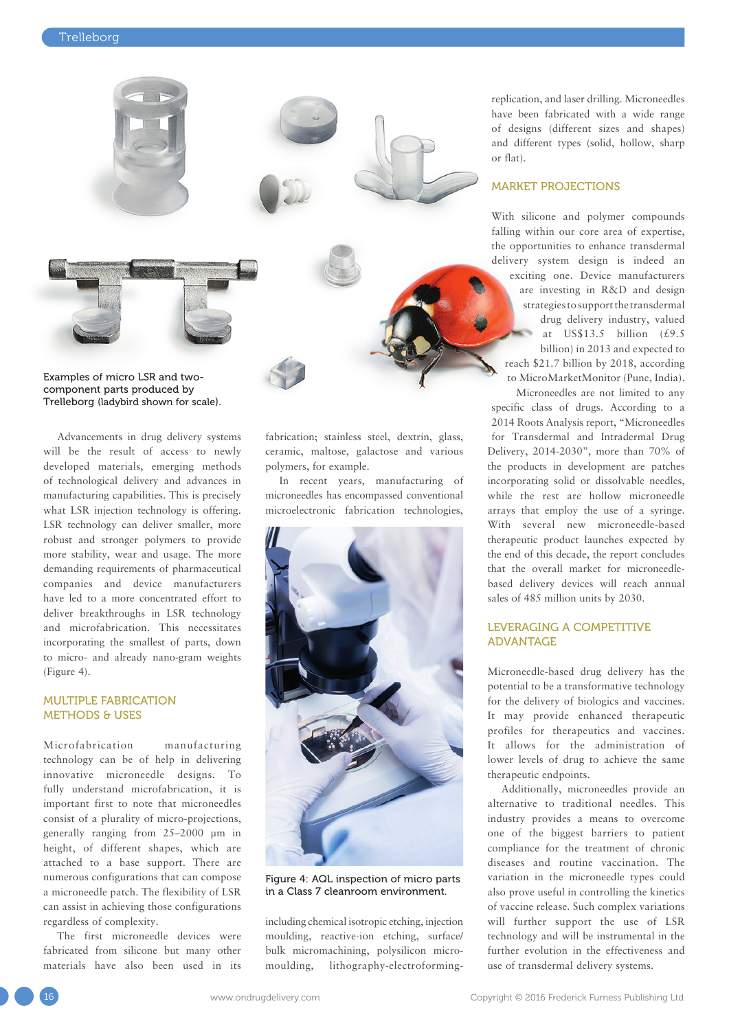Examples of micro LSR and two-component parts produced by Trelleborg (ladybird shown for scale).

Advancements in drug delivery systems will be the result of access to newly developed materials, emerging methods of technological delivery and advances in manufacturing capabilities. This is precisely what LSR injection technology is offering. LSR technology can deliver smaller, more robust and stronger polymers to provide more stability, wear and usage. The more demanding requirements of pharmaceutical companies and device manufacturers have led to a more concentrated effort to deliver breakthroughs in LSR technology and microfabrication. This necessitates incorporating the smallest of parts, down to micro- and already nano-gram weights (Figure 4).

## MULTIPLE FABRICATION METHODS & USES

Microfabrication manufacturing technology can be of help in delivering innovative microneedle designs. To fully understand microfabrication, it is important first to note that microneedles consist of a plurality of micro-projections, generally ranging from 25–2000 μm in height, of different shapes, which are attached to a base support. There are numerous configurations that can compose a microneedle patch. The flexibility of LSR can assist in achieving those configurations regardless of complexity.

The first microneedle devices were fabricated from silicone but many other materials have also been used in its fabrication; stainless steel, dextrin, glass, ceramic, maltose, galactose and various polymers, for example.

In recent years, manufacturing of microneedles has encompassed conventional microelectronic fabrication technologies, including chemical isotropic etching, injection moulding, reactive-ion etching, surface/bulk micromachining, polysilicon micro-moulding, lithography-electroforming-replication, and laser drilling. Microneedles have been fabricated with a wide range of designs (different sizes and shapes) and different types (solid, hollow, sharp or flat).

Figure 4: AQL inspection of micro parts in a Class 7 cleanroom environment.

## MARKET PROJECTIONS

With silicone and polymer compounds falling within our core area of expertise, the opportunities to enhance transdermal delivery system design is indeed an exciting one. Device manufacturers are investing in R&D and design strategies to support the transdermal drug delivery industry, valued at US$13.5 billion (£9.5 billion) in 2013 and expected to reach $21.7 billion by 2018, according to MicroMarketMonitor (Pune, India).

Microneedles are not limited to any specific class of drugs. According to a 2014 Roots Analysis report, "Microneedles for Transdermal and Intradermal Drug Delivery, 2014-2030", more than 70% of the products in development are patches incorporating solid or dissolvable needles, while the rest are hollow microneedle arrays that employ the use of a syringe. With several new microneedle-based therapeutic product launches expected by the end of this decade, the report concludes that the overall market for microneedle-based delivery devices will reach annual sales of 485 million units by 2030.

## LEVERAGING A COMPETITIVE ADVANTAGE

Microneedle-based drug delivery has the potential to be a transformative technology for the delivery of biologics and vaccines. It may provide enhanced therapeutic profiles for therapeutics and vaccines. It allows for the administration of lower levels of drug to achieve the same therapeutic endpoints.

Additionally, microneedles provide an alternative to traditional needles. This industry provides a means to overcome one of the biggest barriers to patient compliance for the treatment of chronic diseases and routine vaccination. The variation in the microneedle types could also prove useful in controlling the kinetics of vaccine release. Such complex variations will further support the use of LSR technology and will be instrumental in the further evolution in the effectiveness and use of transdermal delivery systems.